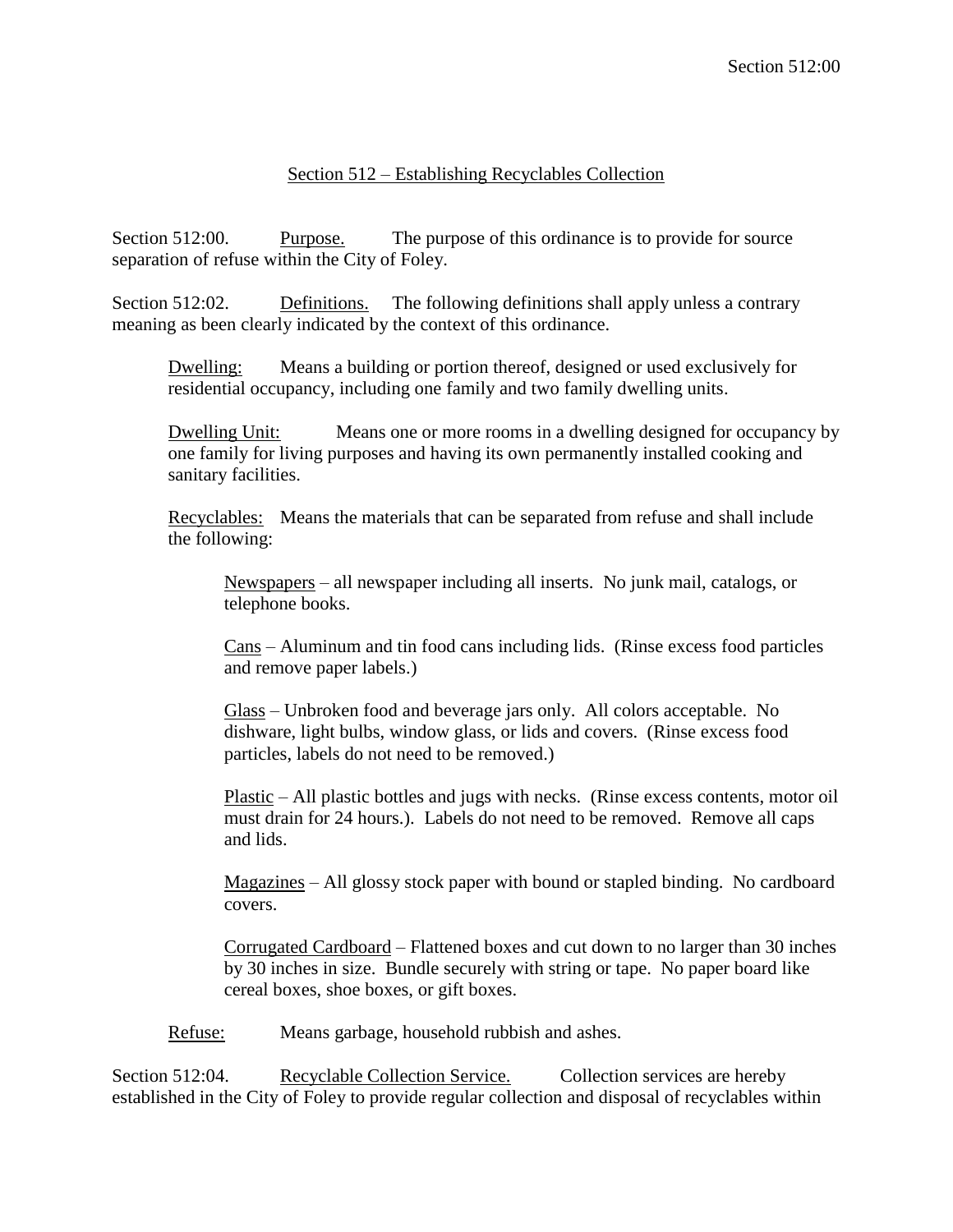## Section 512 – Establishing Recyclables Collection

Section 512:00. Purpose. The purpose of this ordinance is to provide for source separation of refuse within the City of Foley.

Section 512:02. Definitions. The following definitions shall apply unless a contrary meaning as been clearly indicated by the context of this ordinance.

> Dwelling: Means a building or portion thereof, designed or used exclusively for residential occupancy, including one family and two family dwelling units.
>
> Dwelling Unit: Means one or more rooms in a dwelling designed for occupancy by one family for living purposes and having its own permanently installed cooking and sanitary facilities.
>
> Recyclables: Means the materials that can be separated from refuse and shall include the following:
>
> > Newspapers – all newspaper including all inserts. No junk mail, catalogs, or telephone books.
> >
> > Cans – Aluminum and tin food cans including lids. (Rinse excess food particles and remove paper labels.)
> >
> > Glass – Unbroken food and beverage jars only. All colors acceptable. No dishware, light bulbs, window glass, or lids and covers. (Rinse excess food particles, labels do not need to be removed.)
> >
> > Plastic – All plastic bottles and jugs with necks. (Rinse excess contents, motor oil must drain for 24 hours.). Labels do not need to be removed. Remove all caps and lids.
> >
> > Magazines – All glossy stock paper with bound or stapled binding. No cardboard covers.
> >
> > Corrugated Cardboard – Flattened boxes and cut down to no larger than 30 inches by 30 inches in size. Bundle securely with string or tape. No paper board like cereal boxes, shoe boxes, or gift boxes.
>
> Refuse: Means garbage, household rubbish and ashes.

Section 512:04. Recyclable Collection Service. Collection services are hereby established in the City of Foley to provide regular collection and disposal of recyclables within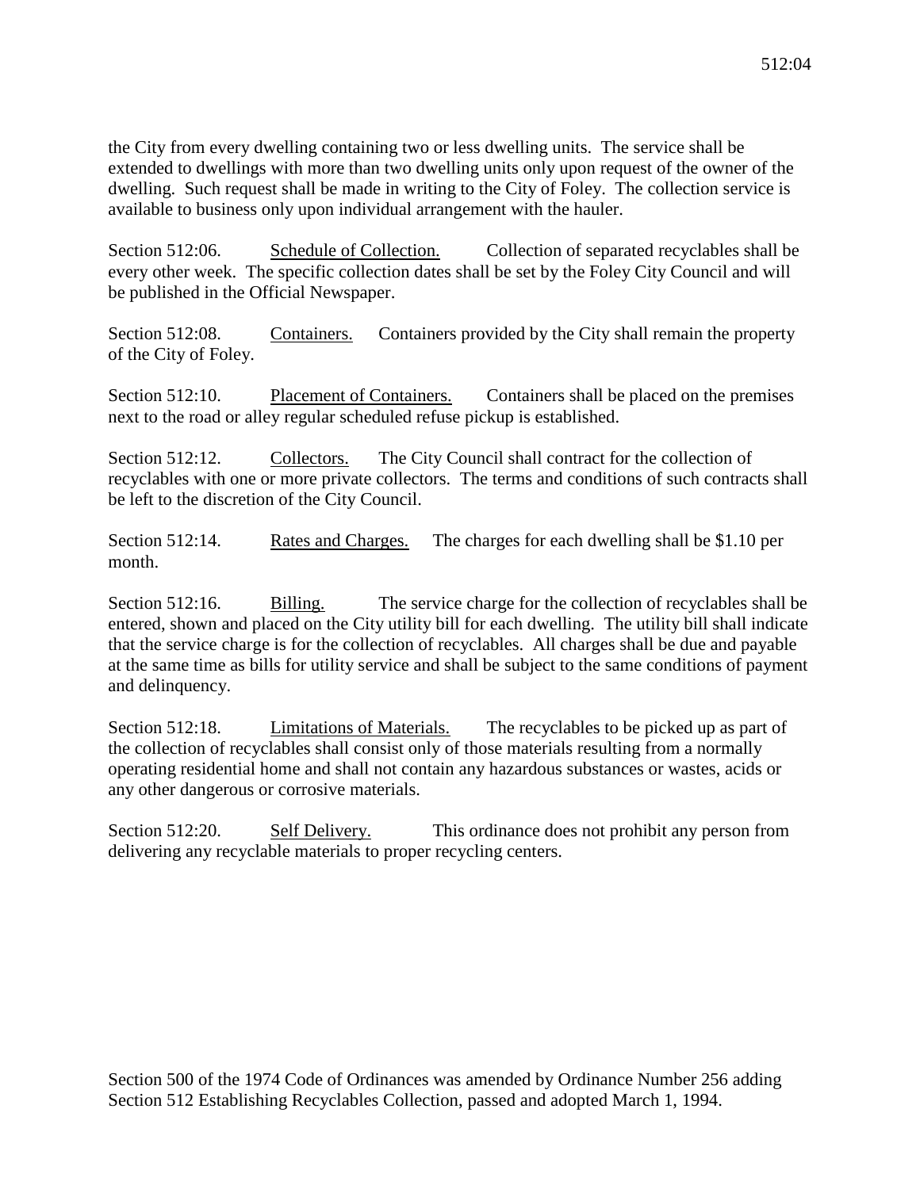the City from every dwelling containing two or less dwelling units. The service shall be extended to dwellings with more than two dwelling units only upon request of the owner of the dwelling. Such request shall be made in writing to the City of Foley. The collection service is available to business only upon individual arrangement with the hauler.

Section 512:06. Schedule of Collection. Collection of separated recyclables shall be every other week. The specific collection dates shall be set by the Foley City Council and will be published in the Official Newspaper.

Section 512:08. Containers. Containers provided by the City shall remain the property of the City of Foley.

Section 512:10. Placement of Containers. Containers shall be placed on the premises next to the road or alley regular scheduled refuse pickup is established.

Section 512:12. Collectors. The City Council shall contract for the collection of recyclables with one or more private collectors. The terms and conditions of such contracts shall be left to the discretion of the City Council.

Section 512:14. Rates and Charges. The charges for each dwelling shall be $1.10 per month.

Section 512:16. Billing. The service charge for the collection of recyclables shall be entered, shown and placed on the City utility bill for each dwelling. The utility bill shall indicate that the service charge is for the collection of recyclables. All charges shall be due and payable at the same time as bills for utility service and shall be subject to the same conditions of payment and delinquency.

Section 512:18. Limitations of Materials. The recyclables to be picked up as part of the collection of recyclables shall consist only of those materials resulting from a normally operating residential home and shall not contain any hazardous substances or wastes, acids or any other dangerous or corrosive materials.

Section 512:20. Self Delivery. This ordinance does not prohibit any person from delivering any recyclable materials to proper recycling centers.

Section 500 of the 1974 Code of Ordinances was amended by Ordinance Number 256 adding Section 512 Establishing Recyclables Collection, passed and adopted March 1, 1994.